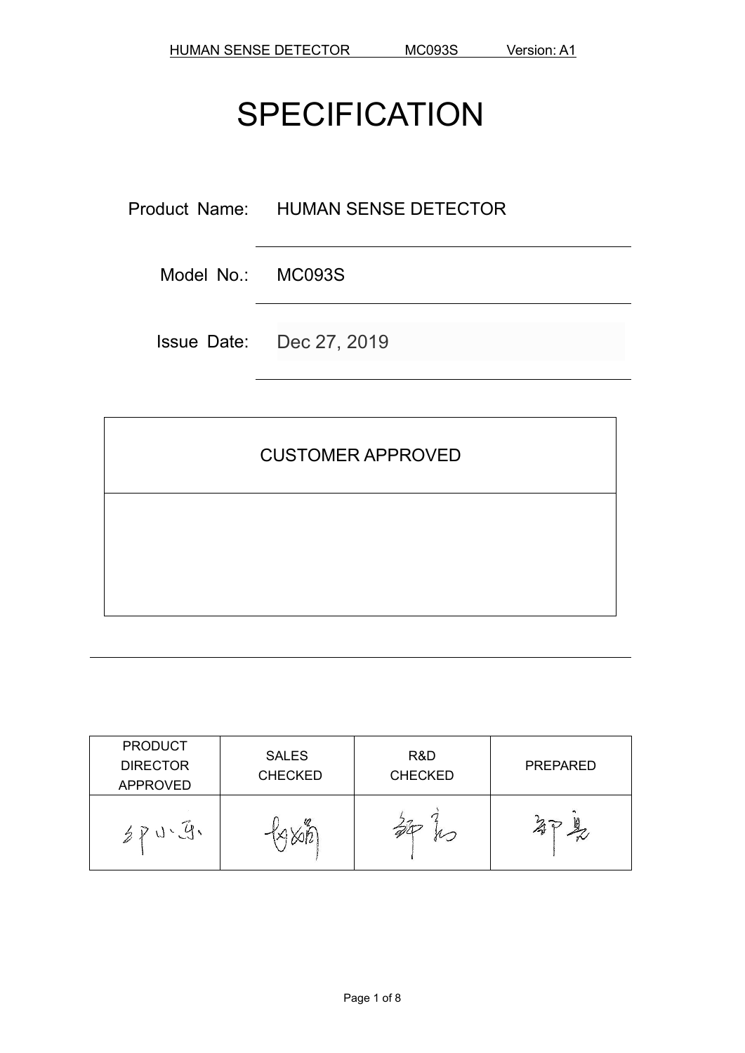# SPECIFICATION

Product Name: HUMAN SENSE DETECTOR

Model No.: MC093S

Issue Date: Dec 27, 2019

| CUSTOMER APPROVED |
| --- |
| |

| PRODUCT DIRECTOR APPROVED | SALES CHECKED | R&D CHECKED | PREPARED |
| --- | --- | --- | --- |
| | | | |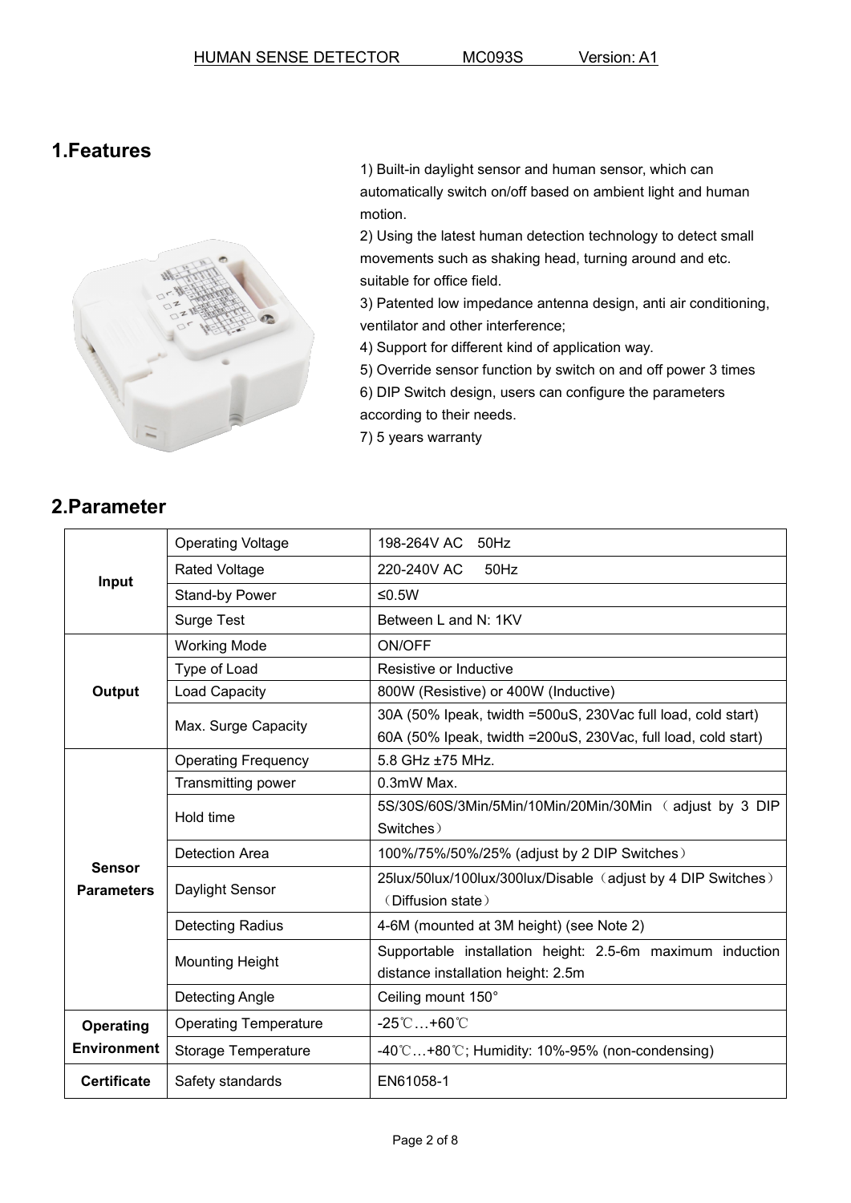## 1.Features

1) Built-in daylight sensor and human sensor, which can automatically switch on/off based on ambient light and human motion.
2) Using the latest human detection technology to detect small movements such as shaking head, turning around and etc. suitable for office field.
3) Patented low impedance antenna design, anti air conditioning, ventilator and other interference;
4) Support for different kind of application way.
5) Override sensor function by switch on and off power 3 times
6) DIP Switch design, users can configure the parameters according to their needs.
7) 5 years warranty

## 2.Parameter

| | | |
|---|---|---|
| **Input** | Operating Voltage | 198-264V AC 50Hz |
| | Rated Voltage | 220-240V AC 50Hz |
| | Stand-by Power | ≤0.5W |
| | Surge Test | Between L and N: 1KV |
| **Output** | Working Mode | ON/OFF |
| | Type of Load | Resistive or Inductive |
| | Load Capacity | 800W (Resistive) or 400W (Inductive) |
| | Max. Surge Capacity | 30A (50% Ipeak, twidth =500uS, 230Vac full load, cold start)<br>60A (50% Ipeak, twidth =200uS, 230Vac, full load, cold start) |
| **Sensor Parameters** | Operating Frequency | 5.8 GHz ±75 MHz. |
| | Transmitting power | 0.3mW Max. |
| | Hold time | 5S/30S/60S/3Min/5Min/10Min/20Min/30Min （adjust by 3 DIP Switches） |
| | Detection Area | 100%/75%/50%/25% (adjust by 2 DIP Switches） |
| | Daylight Sensor | 25lux/50lux/100lux/300lux/Disable（adjust by 4 DIP Switches）（Diffusion state） |
| | Detecting Radius | 4-6M (mounted at 3M height) (see Note 2) |
| | Mounting Height | Supportable installation height: 2.5-6m maximum induction distance installation height: 2.5m |
| | Detecting Angle | Ceiling mount 150° |
| **Operating Environment** | Operating Temperature | -25℃…+60℃ |
| | Storage Temperature | -40℃…+80℃; Humidity: 10%-95% (non-condensing) |
| **Certificate** | Safety standards | EN61058-1 |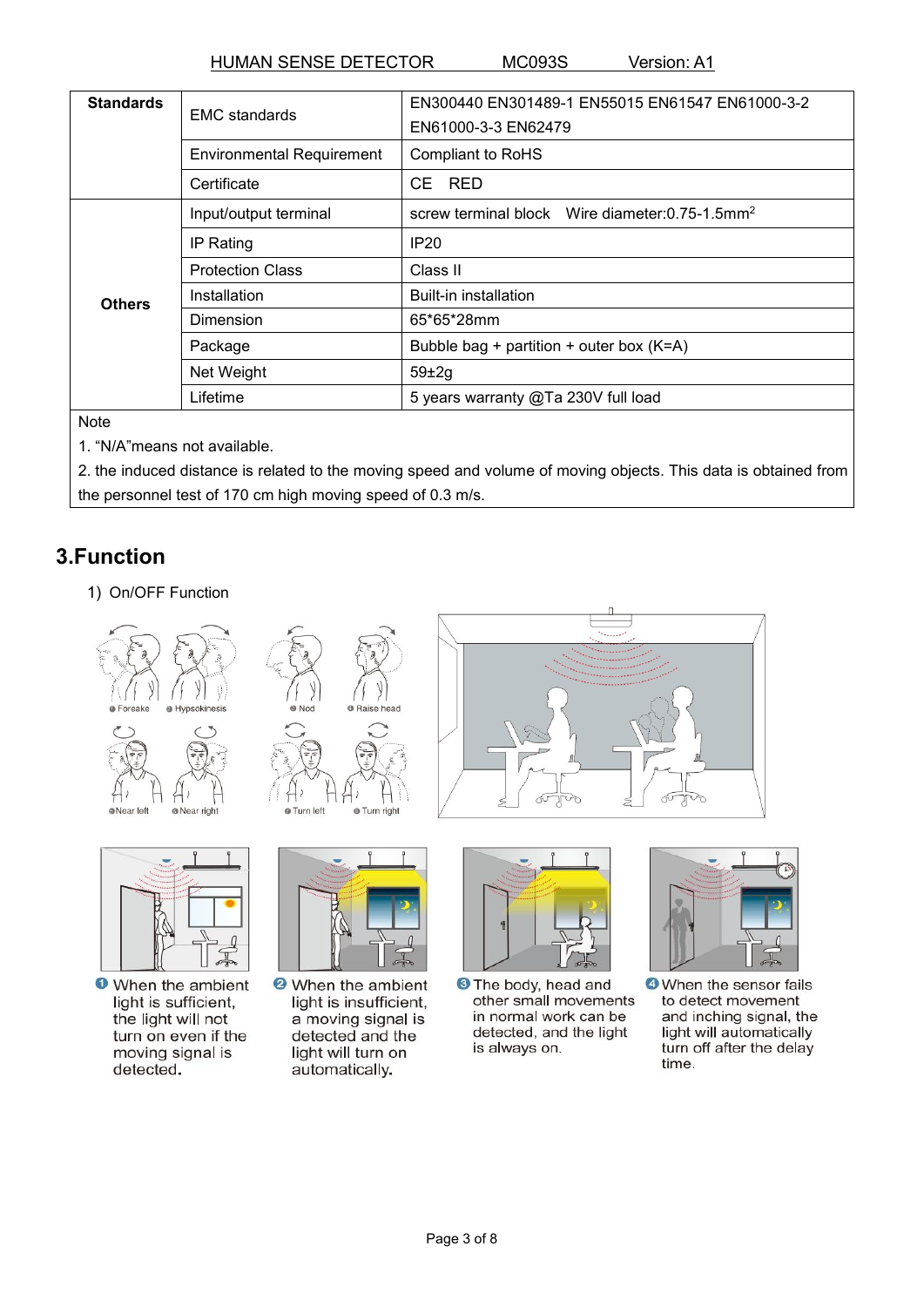| Standards | EMC standards | EN300440 EN301489-1 EN55015 EN61547 EN61000-3-2 EN61000-3-3 EN62479 |
|---|---|---|
| | Environmental Requirement | Compliant to RoHS |
| | Certificate | CE RED |
| Others | Input/output terminal | screw terminal block Wire diameter:0.75-1.5mm$^2$ |
| | IP Rating | IP20 |
| | Protection Class | Class II |
| | Installation | Built-in installation |
| | Dimension | 65*65*28mm |
| | Package | Bubble bag + partition + outer box (K=A) |
| | Net Weight | 59±2g |
| | Lifetime | 5 years warranty @Ta 230V full load |

Note

1. "N/A"means not available.
2. the induced distance is related to the moving speed and volume of moving objects. This data is obtained from the personnel test of 170 cm high moving speed of 0.3 m/s.

## 3.Function

1) On/OFF Function

① Foreake ② Hypsokinesis ③ Nod ④ Raise head ⑤ Near left ⑥ Near right ⑦ Turn left ⑧ Turn right

❶ When the ambient light is sufficient, the light will not turn on even if the moving signal is detected.

❷ When the ambient light is insufficient, a moving signal is detected and the light will turn on automatically.

❸ The body, head and other small movements in normal work can be detected, and the light is always on.

❹ When the sensor fails to detect movement and inching signal, the light will automatically turn off after the delay time.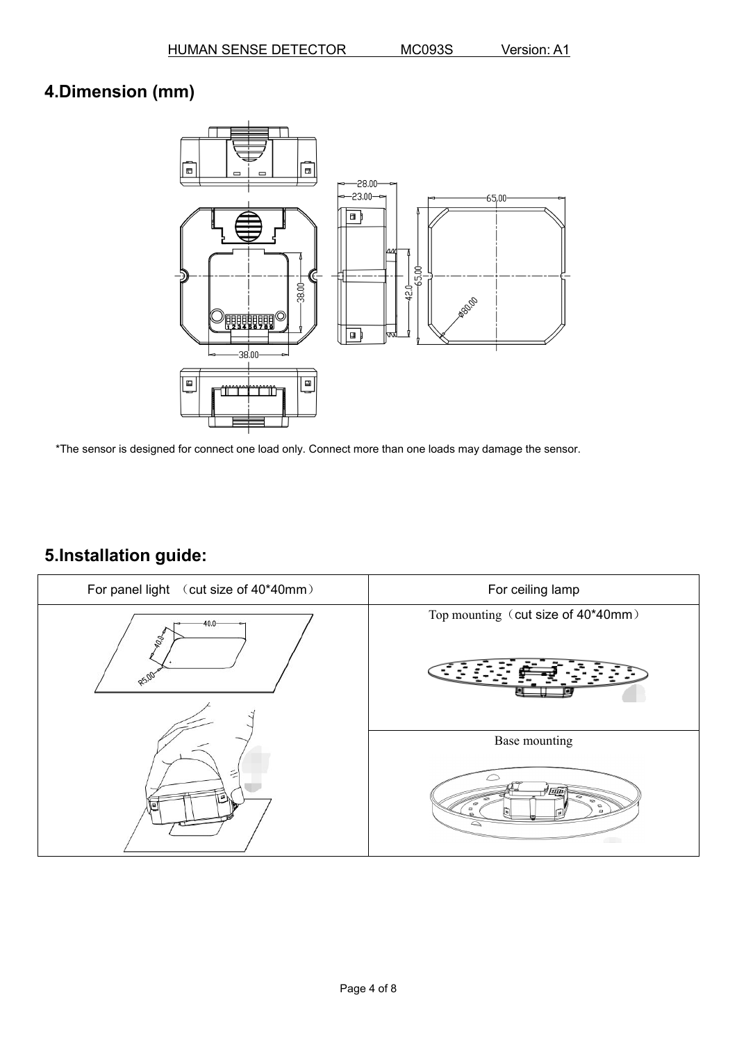## 4.Dimension (mm)

*The sensor is designed for connect one load only. Connect more than one loads may damage the sensor.

## 5.Installation guide:

| For panel light （cut size of 40*40mm） | For ceiling lamp |
| --- | --- |
| | Top mounting（cut size of 40*40mm） |
| | Base mounting |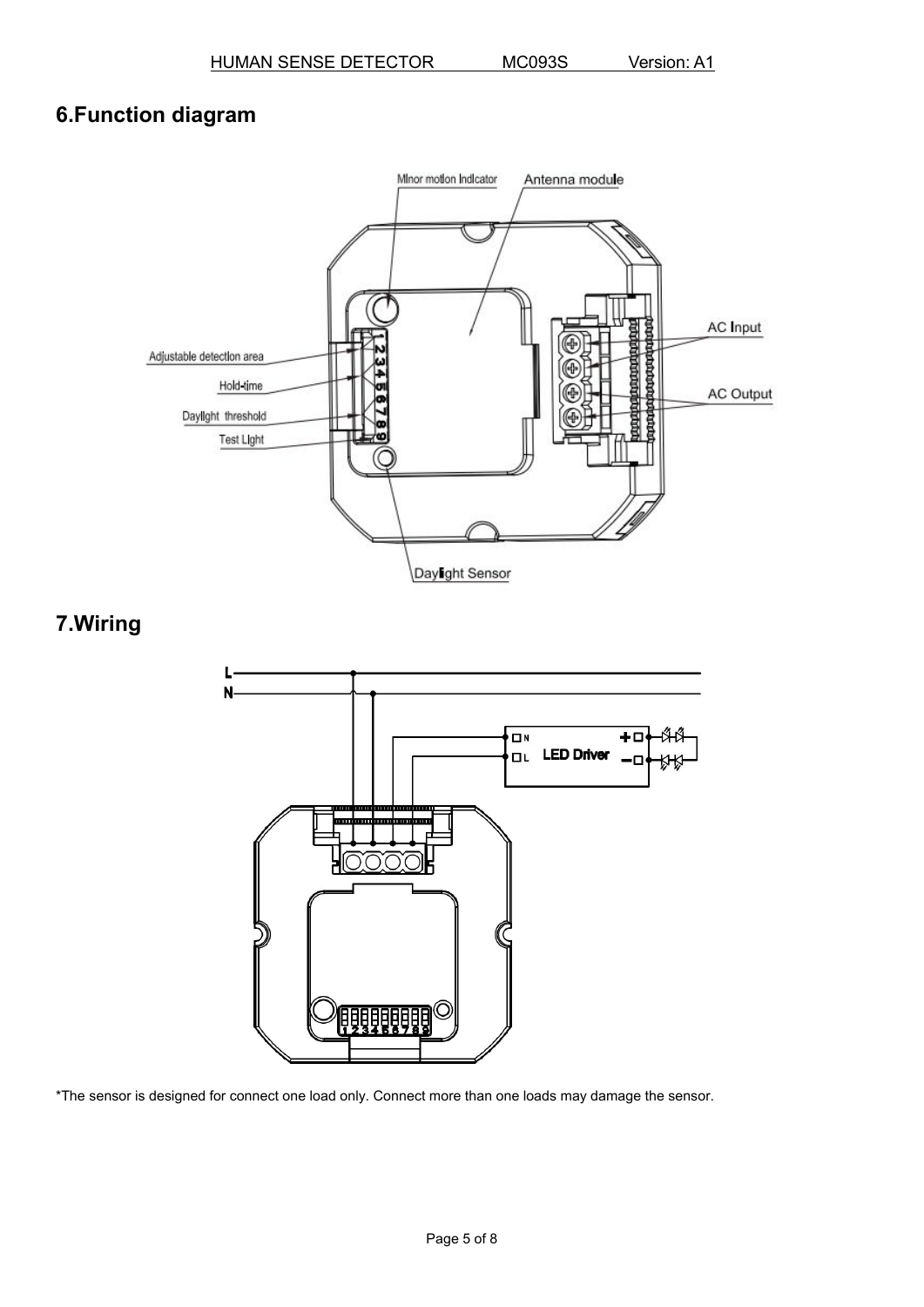## 6.Function diagram

## 7.Wiring

*The sensor is designed for connect one load only. Connect more than one loads may damage the sensor.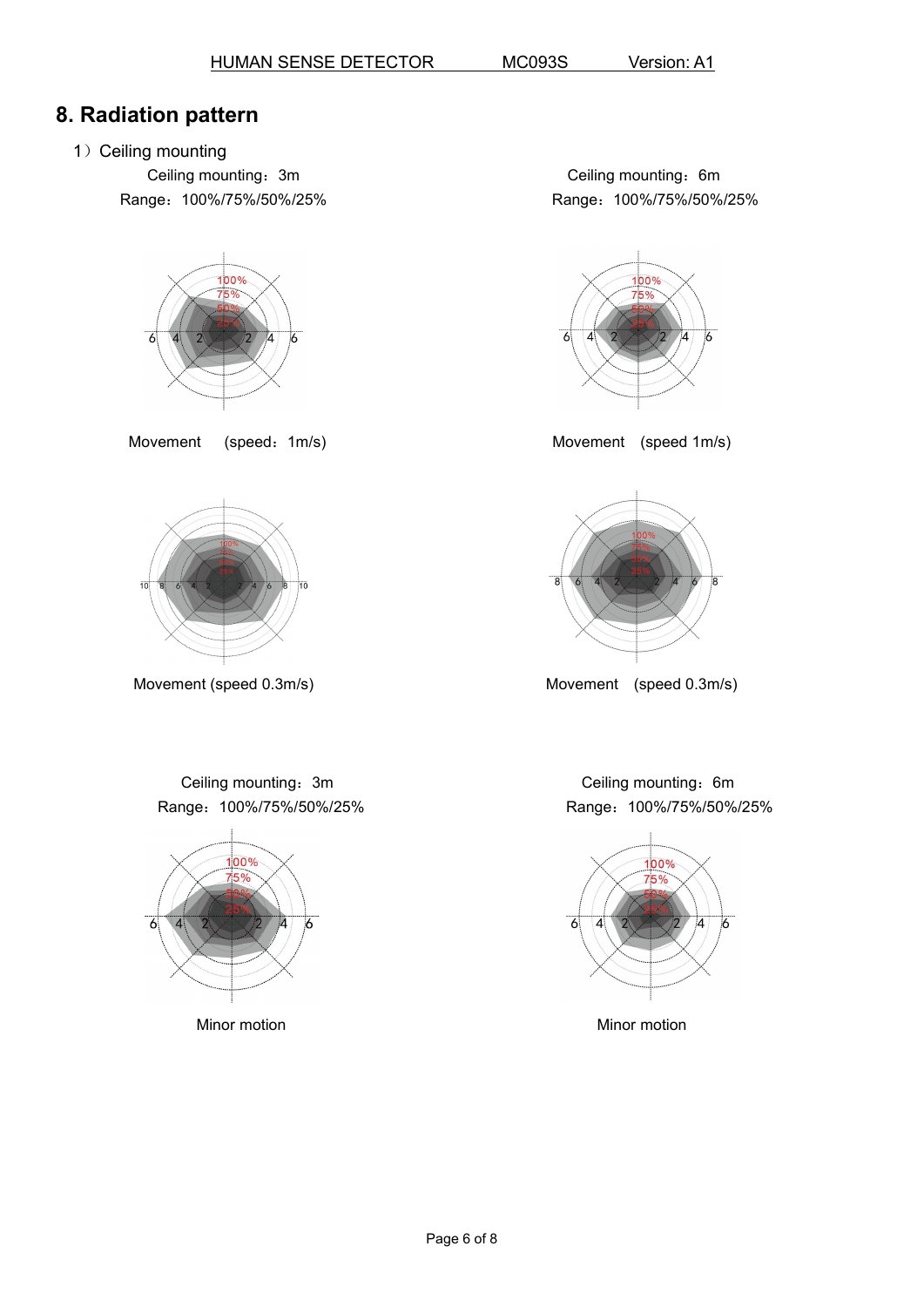## 8. Radiation pattern

1）Ceiling mounting

Ceiling mounting：3m

Range：100%/75%/50%/25%

Movement (speed：1m/s)

Ceiling mounting：6m

Range：100%/75%/50%/25%

Movement (speed 1m/s)

Movement (speed 0.3m/s)

Movement (speed 0.3m/s)

Ceiling mounting：3m

Range：100%/75%/50%/25%

Minor motion

Ceiling mounting：6m

Range：100%/75%/50%/25%

Minor motion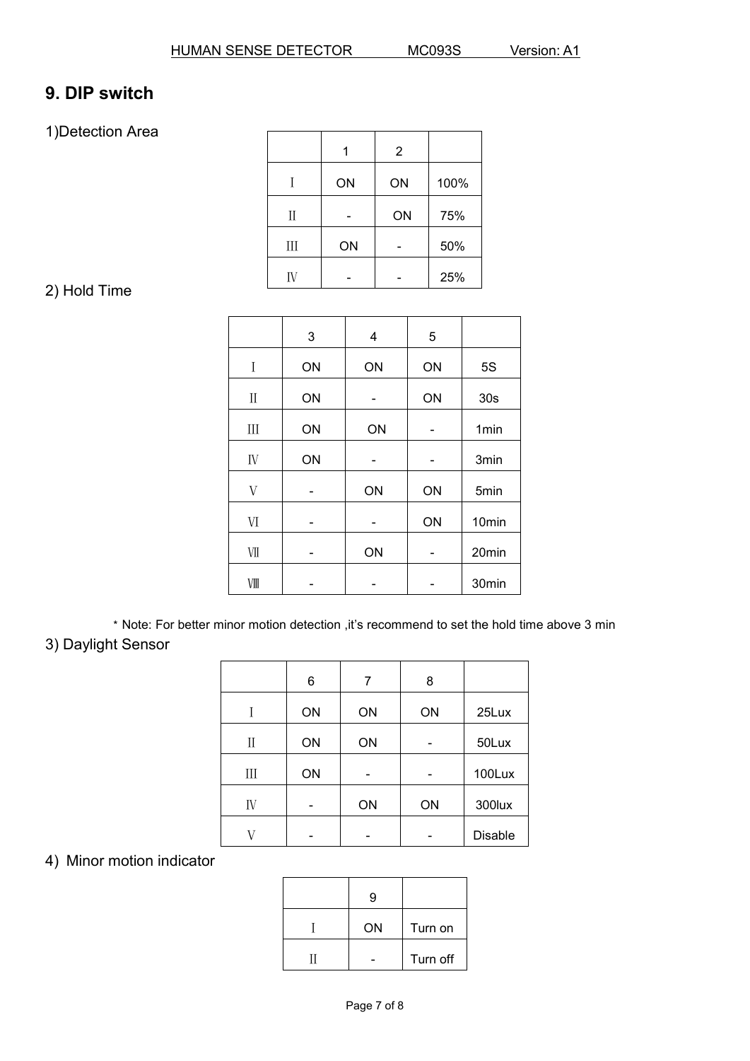## 9. DIP switch

1)Detection Area

| | 1 | 2 | |
|---|---|---|---|
| Ⅰ | ON | ON | 100% |
| Ⅱ | - | ON | 75% |
| Ⅲ | ON | - | 50% |
| Ⅳ | - | - | 25% |

2) Hold Time

| | 3 | 4 | 5 | |
|---|---|---|---|---|
| Ⅰ | ON | ON | ON | 5S |
| Ⅱ | ON | - | ON | 30s |
| Ⅲ | ON | ON | - | 1min |
| Ⅳ | ON | - | - | 3min |
| Ⅴ | - | ON | ON | 5min |
| Ⅵ | - | - | ON | 10min |
| Ⅶ | - | ON | - | 20min |
| Ⅷ | - | - | - | 30min |

* Note: For better minor motion detection ,it's recommend to set the hold time above 3 min

3) Daylight Sensor

| | 6 | 7 | 8 | |
|---|---|---|---|---|
| Ⅰ | ON | ON | ON | 25Lux |
| Ⅱ | ON | ON | - | 50Lux |
| Ⅲ | ON | - | - | 100Lux |
| Ⅳ | - | ON | ON | 300lux |
| Ⅴ | - | - | - | Disable |

4) Minor motion indicator

| | 9 | |
|---|---|---|
| Ⅰ | ON | Turn on |
| Ⅱ | - | Turn off |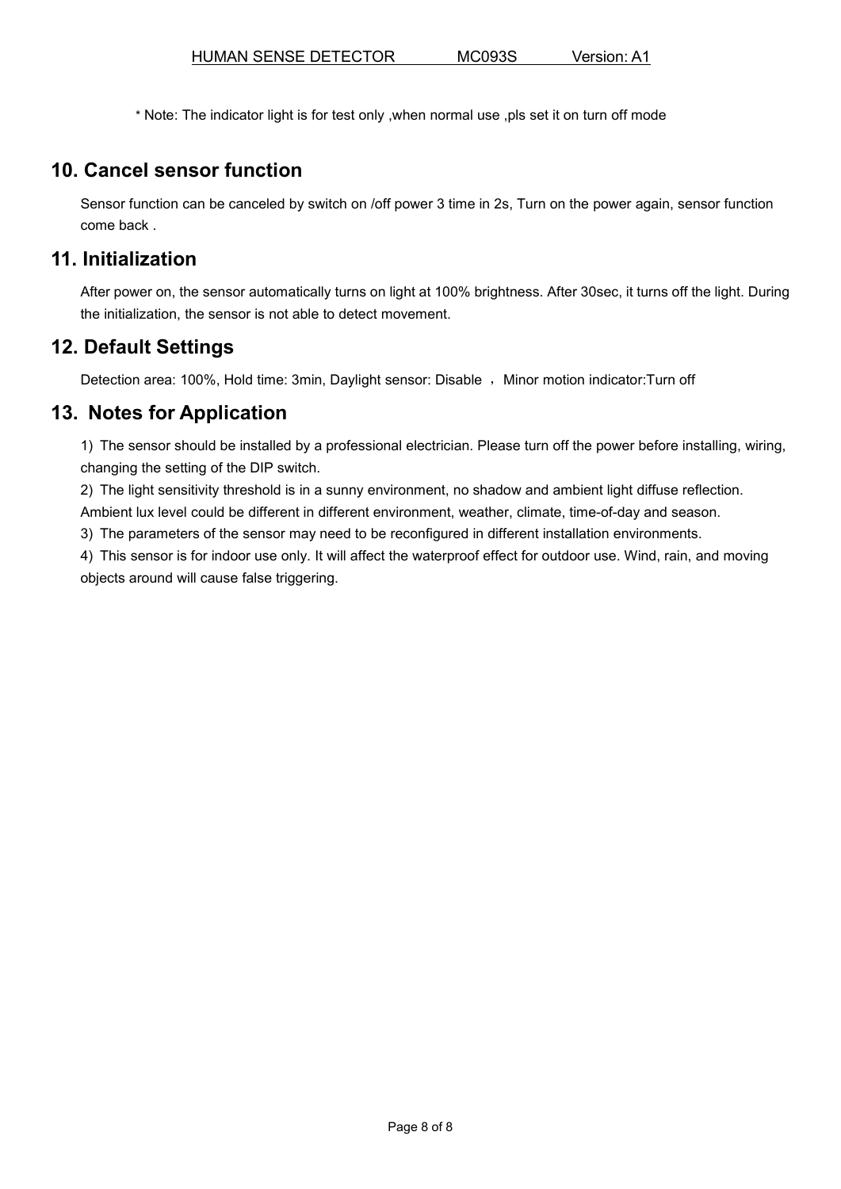* Note: The indicator light is for test only ,when normal use ,pls set it on turn off mode

## 10. Cancel sensor function

Sensor function can be canceled by switch on /off power 3 time in 2s, Turn on the power again, sensor function come back .

## 11. Initialization

After power on, the sensor automatically turns on light at 100% brightness. After 30sec, it turns off the light. During the initialization, the sensor is not able to detect movement.

## 12. Default Settings

Detection area: 100%, Hold time: 3min, Daylight sensor: Disable ， Minor motion indicator:Turn off

## 13. Notes for Application

1) The sensor should be installed by a professional electrician. Please turn off the power before installing, wiring, changing the setting of the DIP switch.

2) The light sensitivity threshold is in a sunny environment, no shadow and ambient light diffuse reflection. Ambient lux level could be different in different environment, weather, climate, time-of-day and season.

3) The parameters of the sensor may need to be reconfigured in different installation environments.

4) This sensor is for indoor use only. It will affect the waterproof effect for outdoor use. Wind, rain, and moving objects around will cause false triggering.